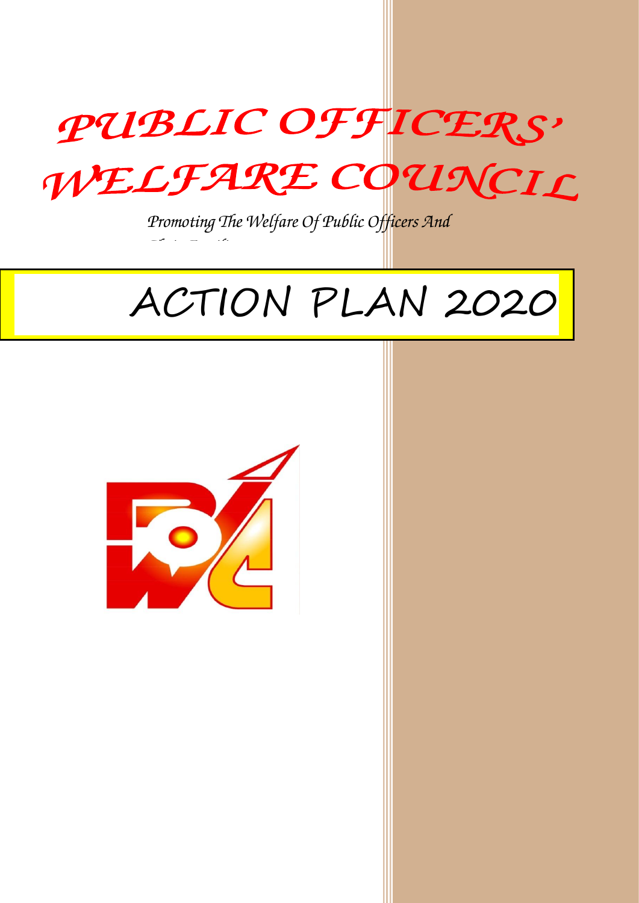# PUBLIC OFFICERS' WELFARE COUNCIL

*Promoting The Welfare Of Public Officers And Their Families*

# ACTION PLAN 2020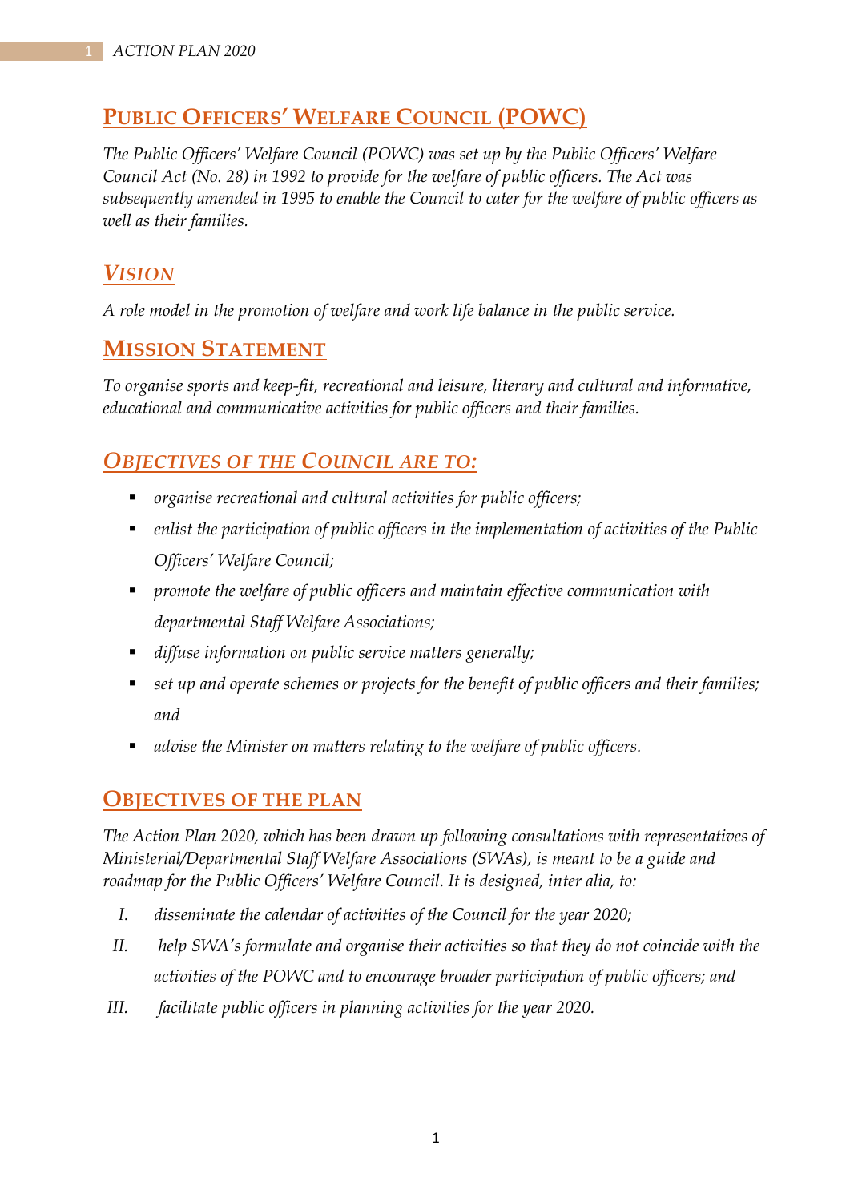## Public Officers' Welfare Council (POWC)

*The Public Officers' Welfare Council (POWC) was set up by the Public Officers' Welfare Council Act (No. 28) in 1992 to provide for the welfare of public officers. The Act was subsequently amended in 1995 to enable the Council to cater for the welfare of public officers as well as their families.*

## *Vision*

*A role model in the promotion of welfare and work life balance in the public service.*

## Mission Statement

*To organise sports and keep-fit, recreational and leisure, literary and cultural and informative, educational and communicative activities for public officers and their families.*

## *Objectives of the Council are to:*

- *organise recreational and cultural activities for public officers;*
- *enlist the participation of public officers in the implementation of activities of the Public Officers' Welfare Council;*
- *promote the welfare of public officers and maintain effective communication with departmental Staff Welfare Associations;*
- *diffuse information on public service matters generally;*
- *set up and operate schemes or projects for the benefit of public officers and their families; and*
- *advise the Minister on matters relating to the welfare of public officers.*

## Objectives of the Plan

*The Action Plan 2020, which has been drawn up following consultations with representatives of Ministerial/Departmental Staff Welfare Associations (SWAs), is meant to be a guide and roadmap for the Public Officers' Welfare Council. It is designed, inter alia, to:*

I. *disseminate the calendar of activities of the Council for the year 2020;*
II. *help SWA's formulate and organise their activities so that they do not coincide with the activities of the POWC and to encourage broader participation of public officers; and*
III. *facilitate public officers in planning activities for the year 2020.*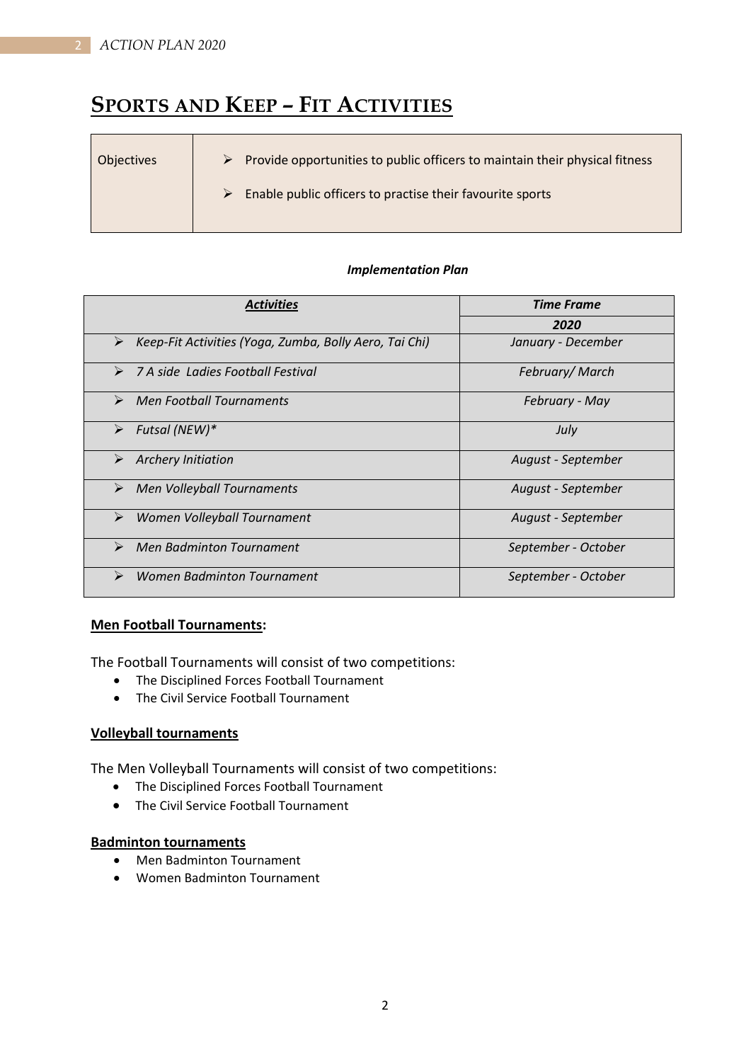# Sports and Keep – Fit Activities

| Objectives | ➢ Provide opportunities to public officers to maintain their physical fitness<br>➢ Enable public officers to practise their favourite sports |
|---|---|

***Implementation Plan***

| ***Activities*** | ***Time Frame*** |
|---|---|
| | ***2020*** |
| ➢ *Keep-Fit Activities (Yoga, Zumba, Bolly Aero, Tai Chi)* | *January - December* |
| ➢ *7 A side Ladies Football Festival* | *February/ March* |
| ➢ *Men Football Tournaments* | *February - May* |
| ➢ *Futsal (NEW)** | *July* |
| ➢ *Archery Initiation* | *August - September* |
| ➢ *Men Volleyball Tournaments* | *August - September* |
| ➢ *Women Volleyball Tournament* | *August - September* |
| ➢ *Men Badminton Tournament* | *September - October* |
| ➢ *Women Badminton Tournament* | *September - October* |

**Men Football Tournaments:**

The Football Tournaments will consist of two competitions:

- The Disciplined Forces Football Tournament
- The Civil Service Football Tournament

**Volleyball tournaments**

The Men Volleyball Tournaments will consist of two competitions:

- The Disciplined Forces Football Tournament
- The Civil Service Football Tournament

**Badminton tournaments**

- Men Badminton Tournament
- Women Badminton Tournament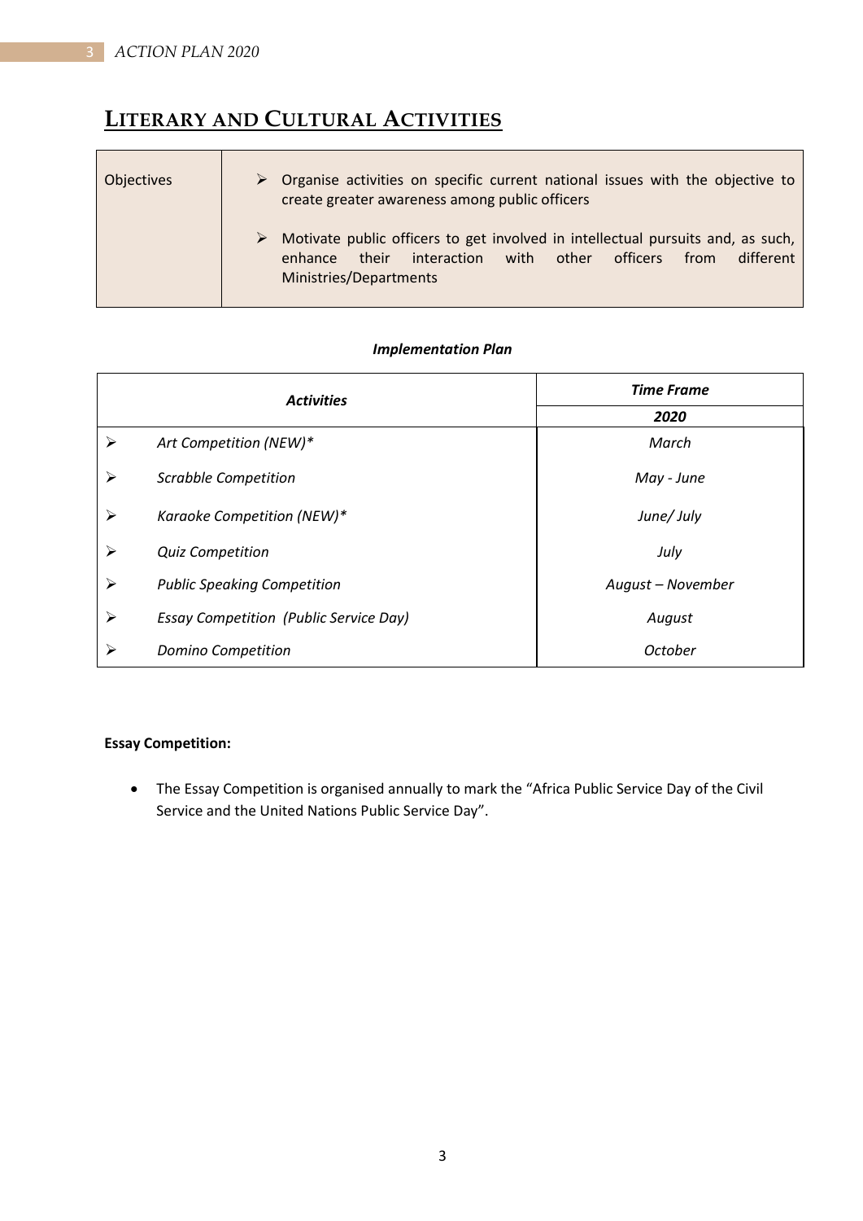# LITERARY AND CULTURAL ACTIVITIES

| Objectives | ➢ Organise activities on specific current national issues with the objective to create greater awareness among public officers<br><br>➢ Motivate public officers to get involved in intellectual pursuits and, as such, enhance their interaction with other officers from different Ministries/Departments |
|---|---|

***Implementation Plan***

| ***Activities*** | ***Time Frame*** |
|---|---|
| | ***2020*** |
| ➢ *Art Competition (NEW)** | *March* |
| ➢ *Scrabble Competition* | *May - June* |
| ➢ *Karaoke Competition (NEW)** | *June/ July* |
| ➢ *Quiz Competition* | *July* |
| ➢ *Public Speaking Competition* | *August – November* |
| ➢ *Essay Competition (Public Service Day)* | *August* |
| ➢ *Domino Competition* | *October* |

**Essay Competition:**

- The Essay Competition is organised annually to mark the “Africa Public Service Day of the Civil Service and the United Nations Public Service Day”.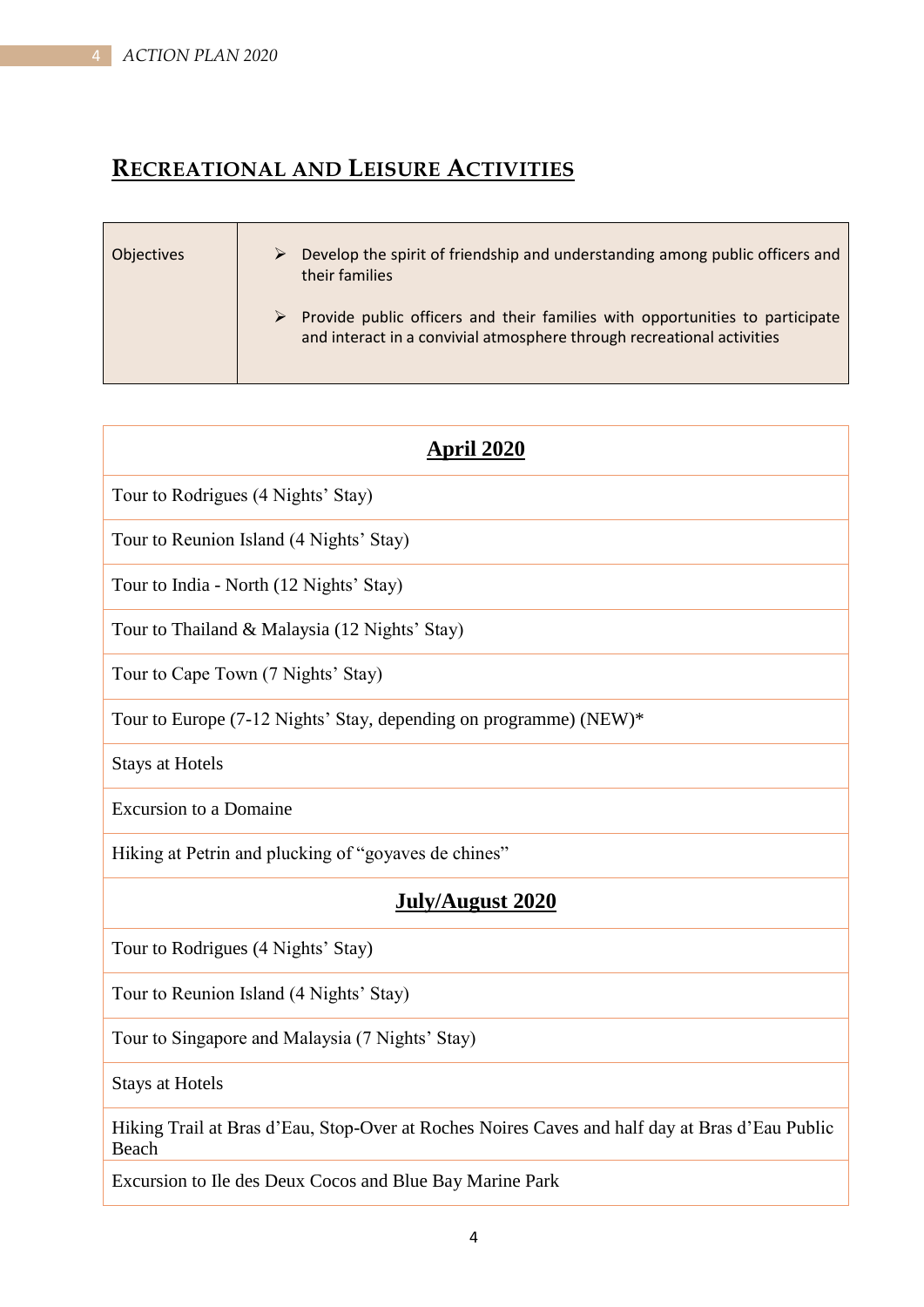## RECREATIONAL AND LEISURE ACTIVITIES

| Objectives | |
|---|---|
| Objectives | ➢ Develop the spirit of friendship and understanding among public officers and their families<br>➢ Provide public officers and their families with opportunities to participate and interact in a convivial atmosphere through recreational activities |

| **April 2020** |
|---|
| Tour to Rodrigues (4 Nights' Stay) |
| Tour to Reunion Island (4 Nights' Stay) |
| Tour to India - North (12 Nights' Stay) |
| Tour to Thailand & Malaysia (12 Nights' Stay) |
| Tour to Cape Town (7 Nights' Stay) |
| Tour to Europe (7-12 Nights' Stay, depending on programme) (NEW)* |
| Stays at Hotels |
| Excursion to a Domaine |
| Hiking at Petrin and plucking of "goyaves de chines" |
| **July/August 2020** |
| Tour to Rodrigues (4 Nights' Stay) |
| Tour to Reunion Island (4 Nights' Stay) |
| Tour to Singapore and Malaysia (7 Nights' Stay) |
| Stays at Hotels |
| Hiking Trail at Bras d'Eau, Stop-Over at Roches Noires Caves and half day at Bras d'Eau Public Beach |
| Excursion to Ile des Deux Cocos and Blue Bay Marine Park |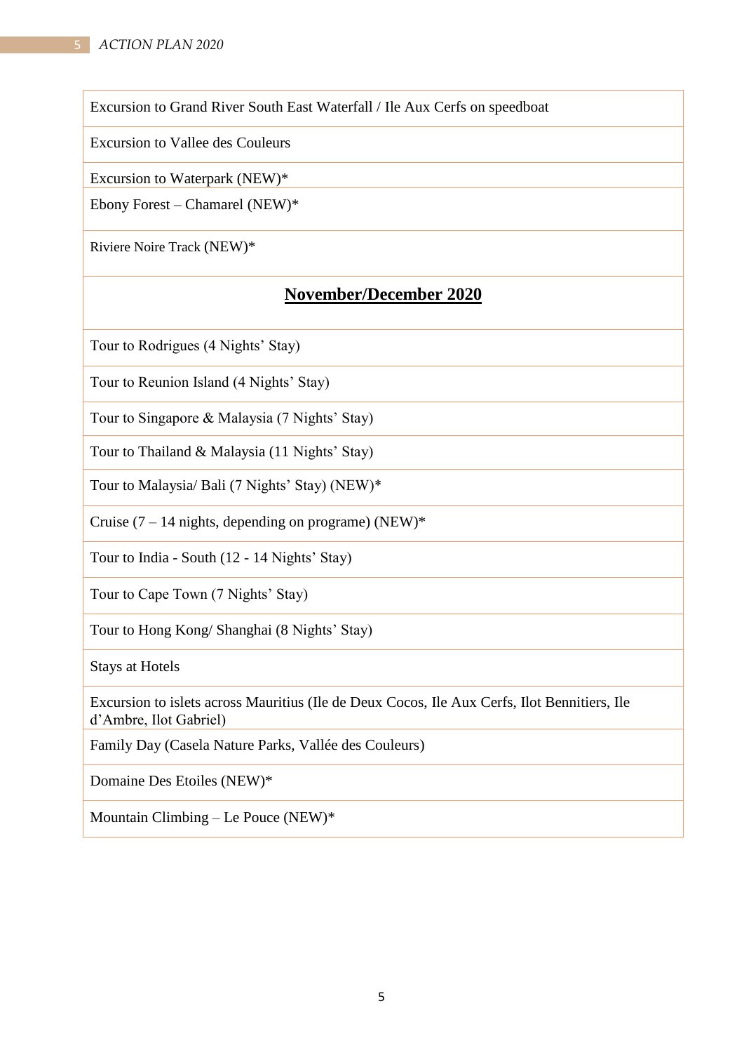| Excursion to Grand River South East Waterfall / Ile Aux Cerfs on speedboat |
|---|
| Excursion to Vallee des Couleurs |
| Excursion to Waterpark (NEW)* |
| Ebony Forest – Chamarel (NEW)* |
| Riviere Noire Track (NEW)* |
| **<u>November/December 2020</u>** |
| Tour to Rodrigues (4 Nights' Stay) |
| Tour to Reunion Island (4 Nights' Stay) |
| Tour to Singapore & Malaysia (7 Nights' Stay) |
| Tour to Thailand & Malaysia (11 Nights' Stay) |
| Tour to Malaysia/ Bali (7 Nights' Stay) (NEW)* |
| Cruise (7 – 14 nights, depending on programe) (NEW)* |
| Tour to India - South (12 - 14 Nights' Stay) |
| Tour to Cape Town (7 Nights' Stay) |
| Tour to Hong Kong/ Shanghai (8 Nights' Stay) |
| Stays at Hotels |
| Excursion to islets across Mauritius (Ile de Deux Cocos, Ile Aux Cerfs, Ilot Bennitiers, Ile d'Ambre, Ilot Gabriel) |
| Family Day (Casela Nature Parks, Vallée des Couleurs) |
| Domaine Des Etoiles (NEW)* |
| Mountain Climbing – Le Pouce (NEW)* |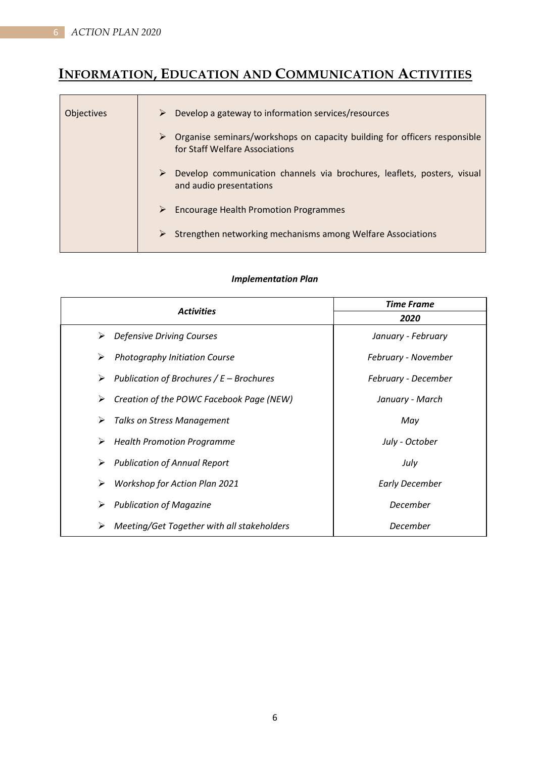## INFORMATION, EDUCATION AND COMMUNICATION ACTIVITIES

| Objectives | |
|---|---|
| | ➢ Develop a gateway to information services/resources<br>➢ Organise seminars/workshops on capacity building for officers responsible for Staff Welfare Associations<br>➢ Develop communication channels via brochures, leaflets, posters, visual and audio presentations<br>➢ Encourage Health Promotion Programmes<br>➢ Strengthen networking mechanisms among Welfare Associations |

***Implementation Plan***

| ***Activities*** | ***Time Frame*** |
|---|---|
| | ***2020*** |
| ➢ *Defensive Driving Courses* | *January - February* |
| ➢ *Photography Initiation Course* | *February - November* |
| ➢ *Publication of Brochures / E – Brochures* | *February - December* |
| ➢ *Creation of the POWC Facebook Page (NEW)* | *January - March* |
| ➢ *Talks on Stress Management* | *May* |
| ➢ *Health Promotion Programme* | *July - October* |
| ➢ *Publication of Annual Report* | *July* |
| ➢ *Workshop for Action Plan 2021* | *Early December* |
| ➢ *Publication of Magazine* | *December* |
| ➢ *Meeting/Get Together with all stakeholders* | *December* |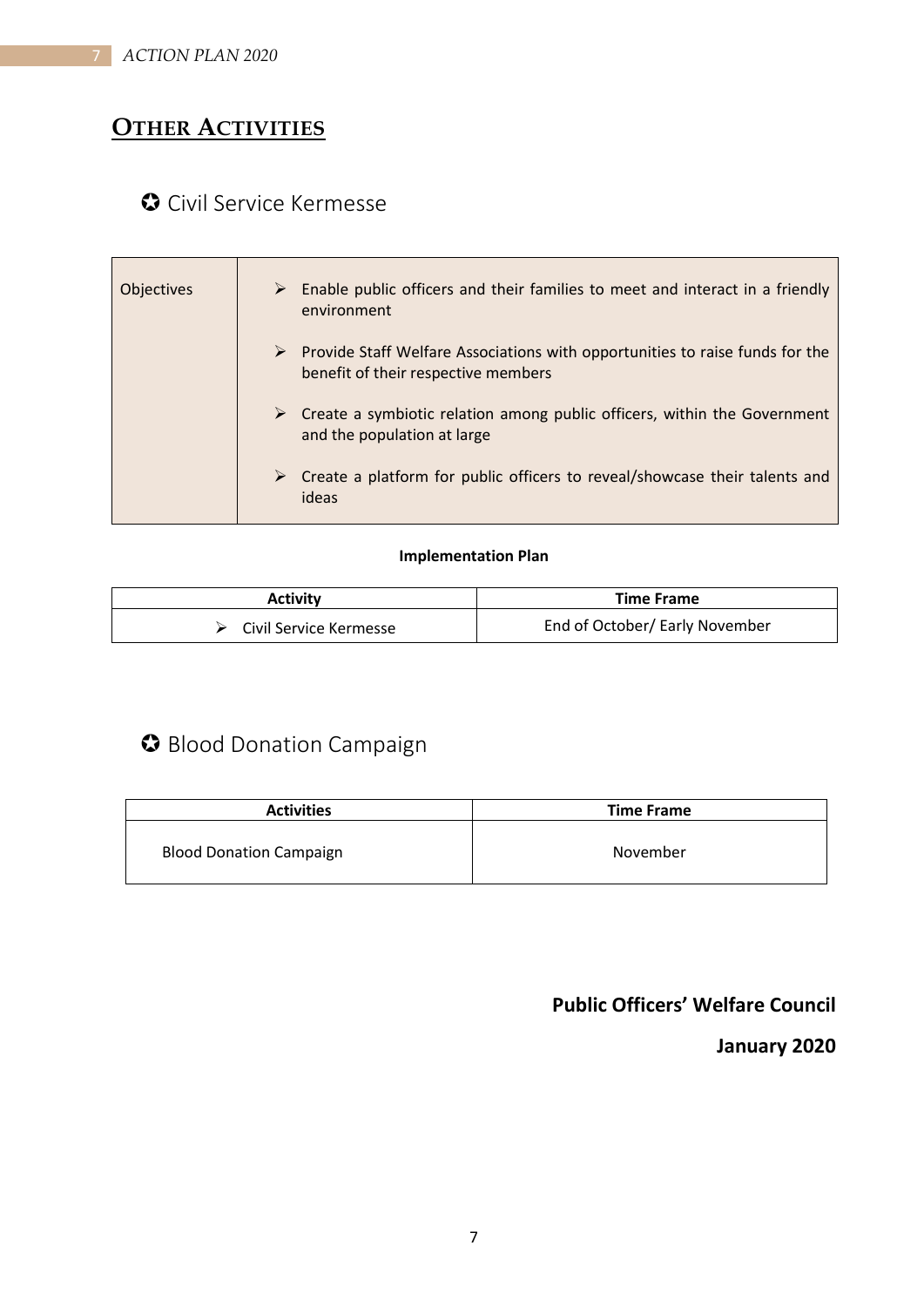## **OTHER ACTIVITIES**

### ✪ Civil Service Kermesse

| Objectives | ➢ Enable public officers and their families to meet and interact in a friendly environment<br>➢ Provide Staff Welfare Associations with opportunities to raise funds for the benefit of their respective members<br>➢ Create a symbiotic relation among public officers, within the Government and the population at large<br>➢ Create a platform for public officers to reveal/showcase their talents and ideas |
|---|---|

**Implementation Plan**

| Activity | Time Frame |
|---|---|
| ➢ Civil Service Kermesse | End of October/ Early November |

### ✪ Blood Donation Campaign

| Activities | Time Frame |
|---|---|
| Blood Donation Campaign | November |

**Public Officers' Welfare Council**

**January 2020**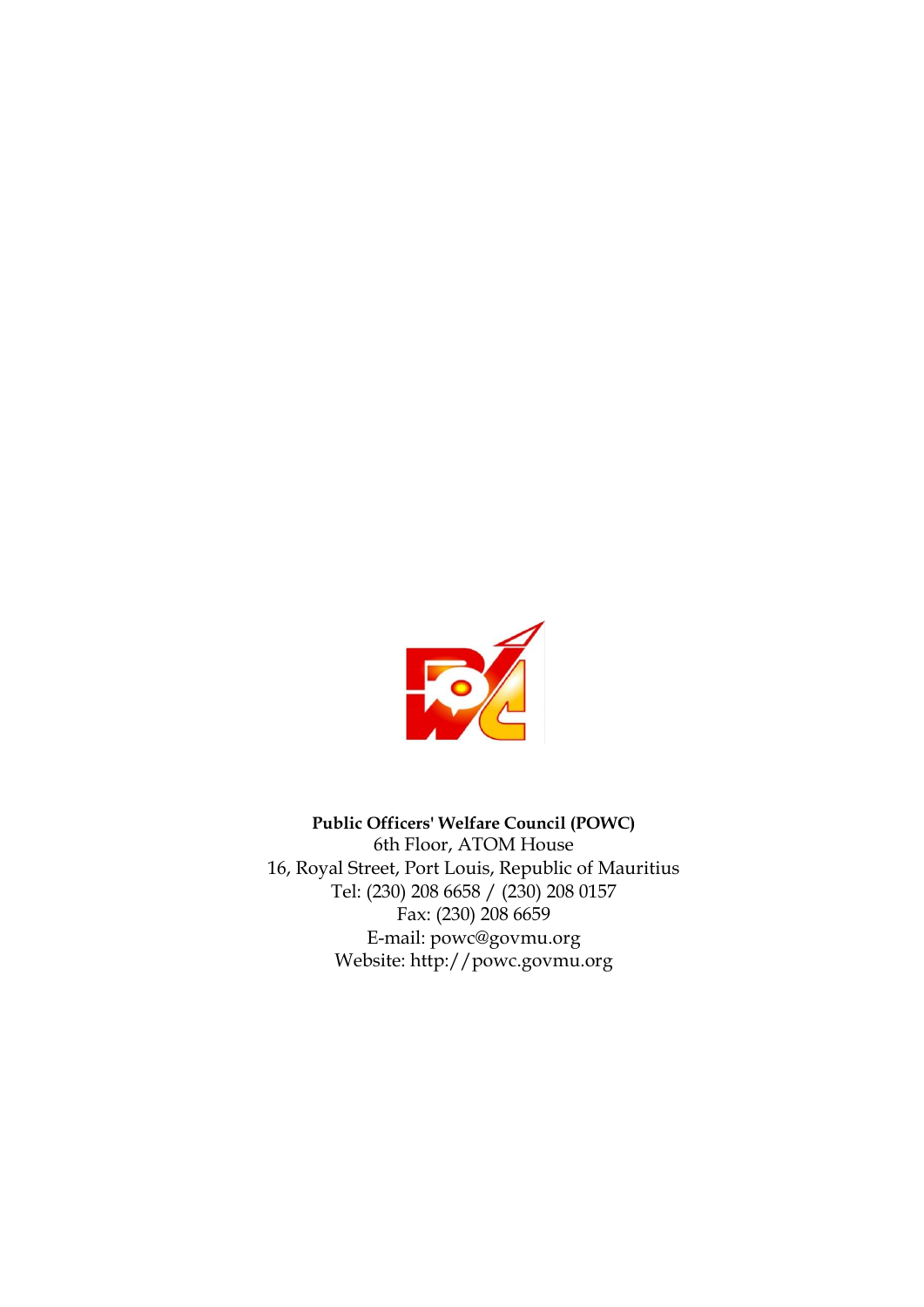**Public Officers' Welfare Council (POWC)**
6th Floor, ATOM House
16, Royal Street, Port Louis, Republic of Mauritius
Tel: (230) 208 6658 / (230) 208 0157
Fax: (230) 208 6659
E-mail: powc@govmu.org
Website: http://powc.govmu.org